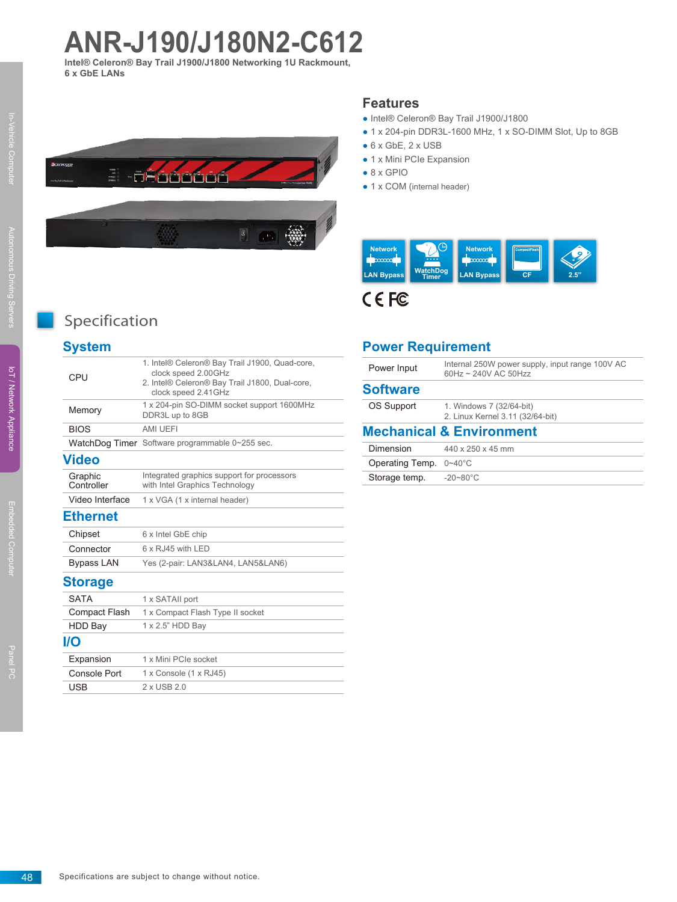# ANR-J190/J180N2-C612

**Intel® Celeron® Bay Trail J1900/J1800 Networking 1U Rackmount, 6 x GbE LANs**

## Features

- Intel® Celeron® Bay Trail J1900/J1800
- 1 x 204-pin DDR3L-1600 MHz, 1 x SO-DIMM Slot, Up to 8GB
- 6 x GbE, 2 x USB
- 1 x Mini PCIe Expansion
- 8 x GPIO
- 1 x COM (internal header)

Network LAN Bypass | WatchDog Timer | Network LAN Bypass | CF | 2.5"

CE FC

# Specification

## System

| | |
|---|---|
| CPU | 1. Intel® Celeron® Bay Trail J1900, Quad-core, clock speed 2.00GHz<br>2. Intel® Celeron® Bay Trail J1800, Dual-core, clock speed 2.41GHz |
| Memory | 1 x 204-pin SO-DIMM socket support 1600MHz DDR3L up to 8GB |
| BIOS | AMI UEFI |
| WatchDog Timer | Software programmable 0~255 sec. |

## Video

| | |
|---|---|
| Graphic Controller | Integrated graphics support for processors with Intel Graphics Technology |
| Video Interface | 1 x VGA (1 x internal header) |

## Ethernet

| | |
|---|---|
| Chipset | 6 x Intel GbE chip |
| Connector | 6 x RJ45 with LED |
| Bypass LAN | Yes (2-pair: LAN3&LAN4, LAN5&LAN6) |

## Storage

| | |
|---|---|
| SATA | 1 x SATAII port |
| Compact Flash | 1 x Compact Flash Type II socket |
| HDD Bay | 1 x 2.5" HDD Bay |

## I/O

| | |
|---|---|
| Expansion | 1 x Mini PCIe socket |
| Console Port | 1 x Console (1 x RJ45) |
| USB | 2 x USB 2.0 |

## Power Requirement

| | |
|---|---|
| Power Input | Internal 250W power supply, input range 100V AC 60Hz ~ 240V AC 50Hz |

## Software

| | |
|---|---|
| OS Support | 1. Windows 7 (32/64-bit)<br>2. Linux Kernel 3.11 (32/64-bit) |

## Mechanical & Environment

| | |
|---|---|
| Dimension | 440 x 250 x 45 mm |
| Operating Temp. | 0~40°C |
| Storage temp. | -20~80°C |

Specifications are subject to change without notice.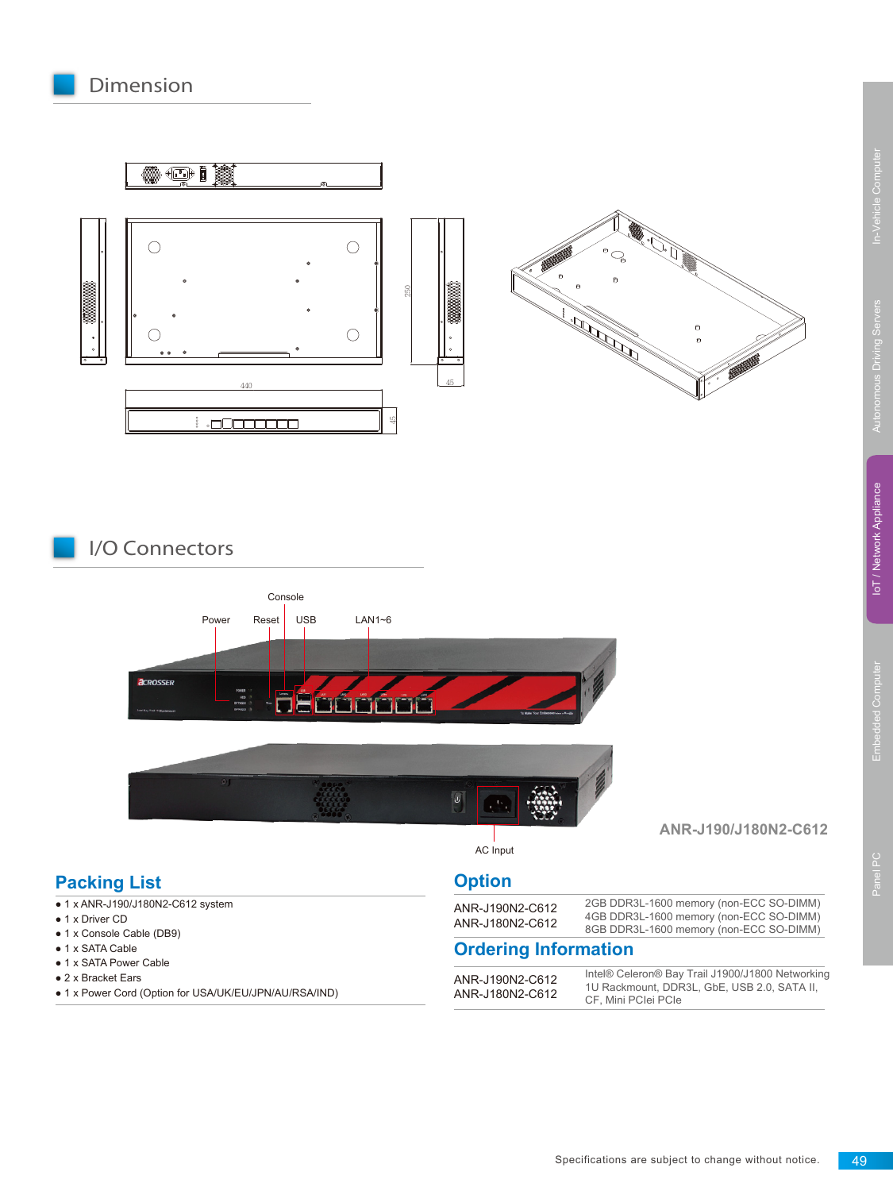## Dimension

440

250

45

45

## I/O Connectors

Console

Power

Reset

USB

LAN1~6

AC Input

ANR-J190/J180N2-C612

## Packing List

- 1 x ANR-J190/J180N2-C612 system
- 1 x Driver CD
- 1 x Console Cable (DB9)
- 1 x SATA Cable
- 1 x SATA Power Cable
- 2 x Bracket Ears
- 1 x Power Cord (Option for USA/UK/EU/JPN/AU/RSA/IND)

## Option

| | |
|---|---|
| ANR-J190N2-C612<br>ANR-J180N2-C612 | 2GB DDR3L-1600 memory (non-ECC SO-DIMM)<br>4GB DDR3L-1600 memory (non-ECC SO-DIMM)<br>8GB DDR3L-1600 memory (non-ECC SO-DIMM) |

## Ordering Information

| | |
|---|---|
| ANR-J190N2-C612<br>ANR-J180N2-C612 | Intel® Celeron® Bay Trail J1900/J1800 Networking 1U Rackmount, DDR3L, GbE, USB 2.0, SATA II, CF, Mini PCIei PCIe |

Specifications are subject to change without notice.